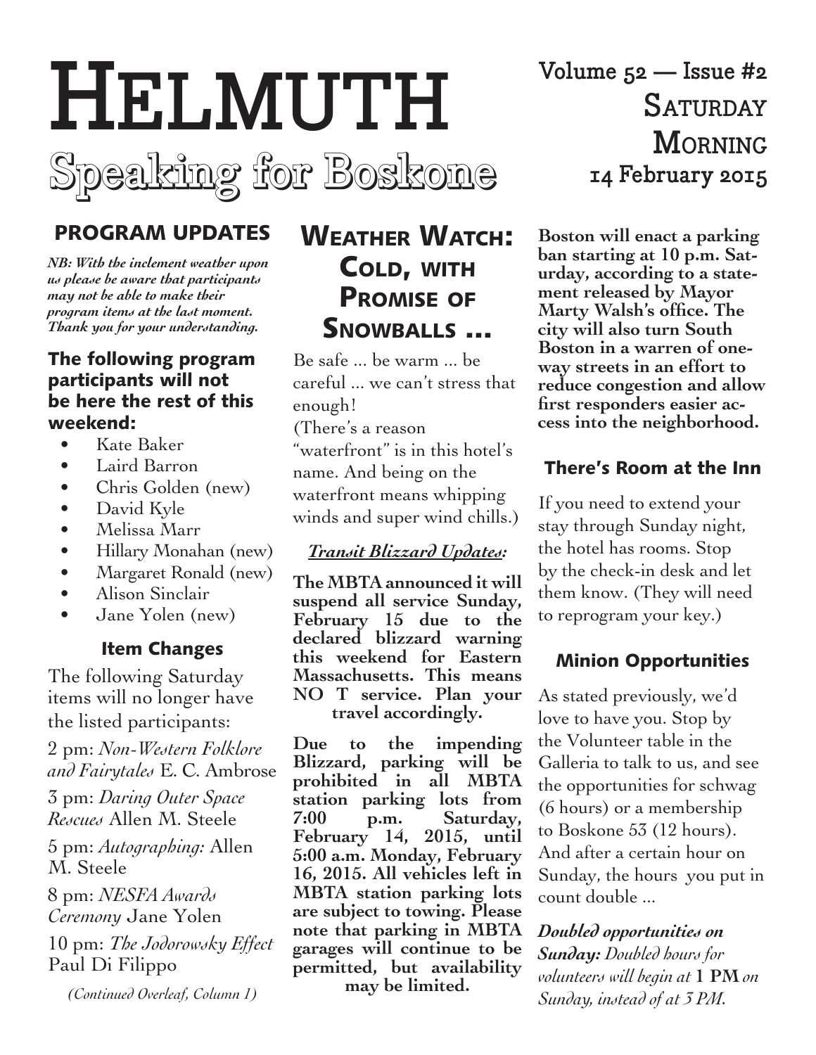# Helmuth

## Speaking for Boskone

Volume 52 — Issue #2
Saturday Morning
14 February 2015

## PROGRAM UPDATES

***NB: With the inclement weather upon us please be aware that participants may not be able to make their program items at the last moment. Thank you for your understanding.***

### The following program participants will not be here the rest of this weekend:

- Kate Baker
- Laird Barron
- Chris Golden (new)
- David Kyle
- Melissa Marr
- Hillary Monahan (new)
- Margaret Ronald (new)
- Alison Sinclair
- Jane Yolen (new)

### Item Changes

The following Saturday items will no longer have the listed participants:

2 pm: *Non-Western Folklore and Fairytales* E. C. Ambrose

3 pm: *Daring Outer Space Rescues* Allen M. Steele

5 pm: *Autographing:* Allen M. Steele

8 pm: *NESFA Awards Ceremony* Jane Yolen

10 pm: *The Jodorowsky Effect* Paul Di Filippo

*(Continued Overleaf, Column 1)*

## Weather Watch: Cold, with Promise of Snowballs ...

Be safe ... be warm ... be careful ... we can't stress that enough!
(There's a reason "waterfront" is in this hotel's name. And being on the waterfront means whipping winds and super wind chills.)

***Transit Blizzard Updates:***

**The MBTA announced it will suspend all service Sunday, February 15 due to the declared blizzard warning this weekend for Eastern Massachusetts. This means NO T service. Plan your travel accordingly.**

**Due to the impending Blizzard, parking will be prohibited in all MBTA station parking lots from 7:00 p.m. Saturday, February 14, 2015, until 5:00 a.m. Monday, February 16, 2015. All vehicles left in MBTA station parking lots are subject to towing. Please note that parking in MBTA garages will continue to be permitted, but availability may be limited.**

**Boston will enact a parking ban starting at 10 p.m. Saturday, according to a statement released by Mayor Marty Walsh's office. The city will also turn South Boston in a warren of one-way streets in an effort to reduce congestion and allow first responders easier access into the neighborhood.**

### There's Room at the Inn

If you need to extend your stay through Sunday night, the hotel has rooms. Stop by the check-in desk and let them know. (They will need to reprogram your key.)

### Minion Opportunities

As stated previously, we'd love to have you. Stop by the Volunteer table in the Galleria to talk to us, and see the opportunities for schwag (6 hours) or a membership to Boskone 53 (12 hours). And after a certain hour on Sunday, the hours you put in count double ...

***Doubled opportunities on Sunday:*** *Doubled hours for volunteers will begin at* **1 PM** *on Sunday, instead of at 3 PM.*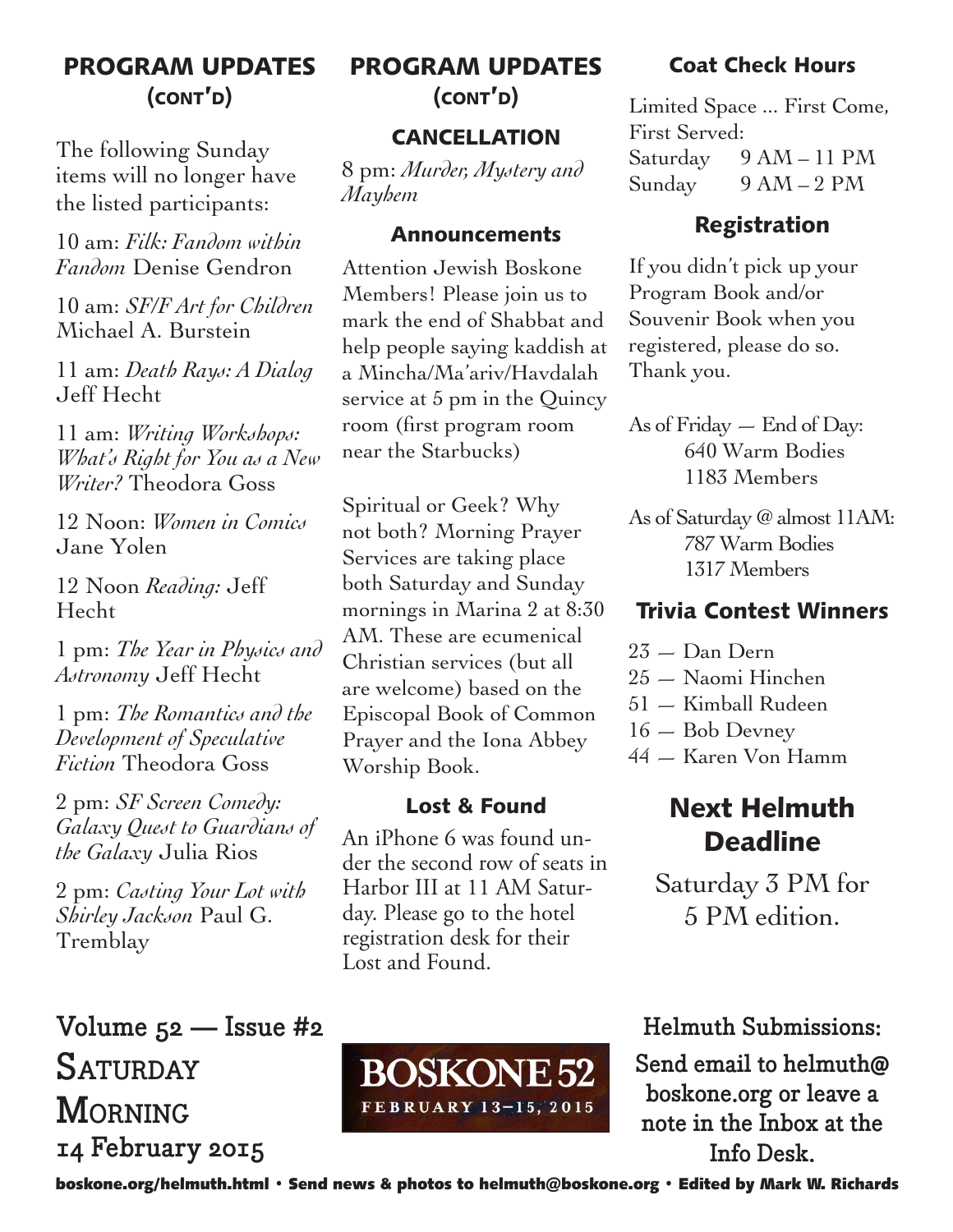## PROGRAM UPDATES (CONT'D)

The following Sunday items will no longer have the listed participants:

10 am: *Filk: Fandom within Fandom* Denise Gendron

10 am: *SF/F Art for Children* Michael A. Burstein

11 am: *Death Rays: A Dialog* Jeff Hecht

11 am: *Writing Workshops: What's Right for You as a New Writer?* Theodora Goss

12 Noon: *Women in Comics* Jane Yolen

12 Noon *Reading:* Jeff Hecht

1 pm: *The Year in Physics and Astronomy* Jeff Hecht

1 pm: *The Romantics and the Development of Speculative Fiction* Theodora Goss

2 pm: *SF Screen Comedy: Galaxy Quest to Guardians of the Galaxy* Julia Rios

2 pm: *Casting Your Lot with Shirley Jackson* Paul G. Tremblay

## PROGRAM UPDATES (CONT'D)

### CANCELLATION

8 pm: *Murder, Mystery and Mayhem*

### Announcements

Attention Jewish Boskone Members! Please join us to mark the end of Shabbat and help people saying kaddish at a Mincha/Ma'ariv/Havdalah service at 5 pm in the Quincy room (first program room near the Starbucks)

Spiritual or Geek? Why not both? Morning Prayer Services are taking place both Saturday and Sunday mornings in Marina 2 at 8:30 AM. These are ecumenical Christian services (but all are welcome) based on the Episcopal Book of Common Prayer and the Iona Abbey Worship Book.

### Lost & Found

An iPhone 6 was found under the second row of seats in Harbor III at 11 AM Saturday. Please go to the hotel registration desk for their Lost and Found.

### Coat Check Hours

Limited Space ... First Come, First Served:

| | |
|---|---|
| Saturday | 9 AM – 11 PM |
| Sunday | 9 AM – 2 PM |

### Registration

If you didn't pick up your Program Book and/or Souvenir Book when you registered, please do so. Thank you.

As of Friday — End of Day:
640 Warm Bodies
1183 Members

As of Saturday @ almost 11AM:
787 Warm Bodies
1317 Members

### Trivia Contest Winners

23 — Dan Dern
25 — Naomi Hinchen
51 — Kimball Rudeen
16 — Bob Devney
44 — Karen Von Hamm

## Next Helmuth Deadline

Saturday 3 PM for 5 PM edition.

Volume 52 — Issue #2
SATURDAY MORNING
14 February 2015

BOSKONE 52
FEBRUARY 13–15, 2015

Helmuth Submissions:
Send email to helmuth@boskone.org or leave a note in the Inbox at the Info Desk.

boskone.org/helmuth.html • Send news & photos to helmuth@boskone.org • Edited by Mark W. Richards